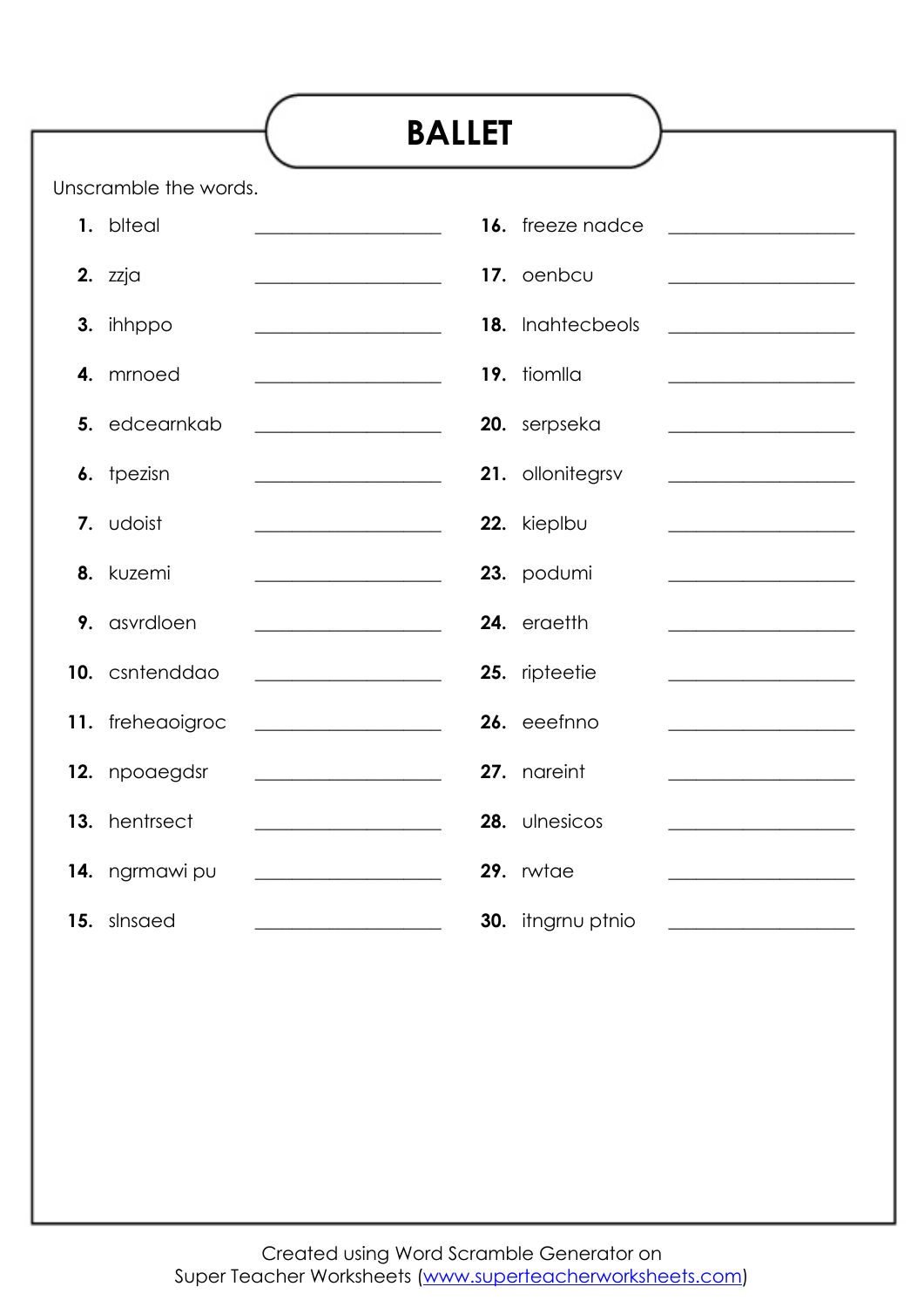# BALLET

Unscramble the words.

1. blteal ____________________
2. zzja ____________________
3. ihhppo ____________________
4. mrnoed ____________________
5. edcearnkab ____________________
6. tpezisn ____________________
7. udoist ____________________
8. kuzemi ____________________
9. asvrdloen ____________________
10. csntenddao ____________________
11. freheaoigroc ____________________
12. npoaegdsr ____________________
13. hentrsect ____________________
14. ngrmawi pu ____________________
15. slnsaed ____________________
16. freeze nadce ____________________
17. oenbcu ____________________
18. lnahtecbeols ____________________
19. tiomlla ____________________
20. serpseka ____________________
21. ollonitegrsv ____________________
22. kieplbu ____________________
23. podumi ____________________
24. eraetth ____________________
25. ripteetie ____________________
26. eeefnno ____________________
27. nareint ____________________
28. ulnesicos ____________________
29. rwtae ____________________
30. itngrnu ptnio ____________________

Created using Word Scramble Generator on
Super Teacher Worksheets (www.superteacherworksheets.com)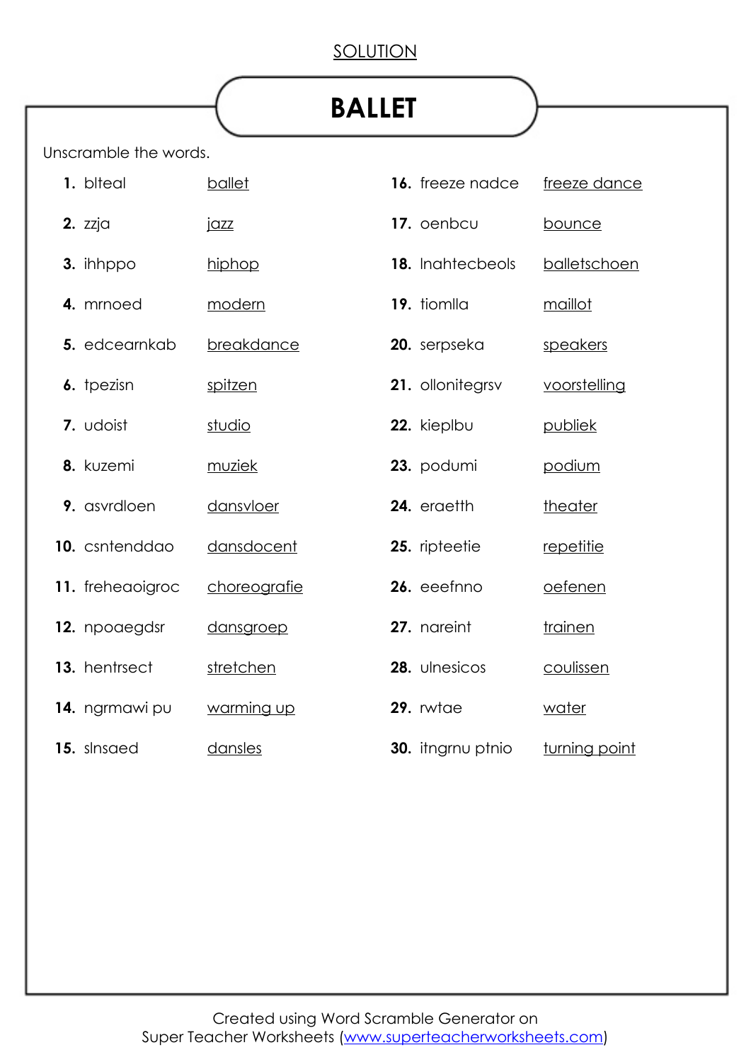SOLUTION

# BALLET

Unscramble the words.

1. blteal ballet
2. zzja jazz
3. ihhppo hiphop
4. mrnoed modern
5. edcearnkab breakdance
6. tpezisn spitzen
7. udoist studio
8. kuzemi muziek
9. asvrdloen dansvloer
10. csntenddao dansdocent
11. freheaoigroc choreografie
12. npoaegdsr dansgroep
13. hentrsect stretchen
14. ngrmawi pu warming up
15. slnsaed dansles
16. freeze nadce freeze dance
17. oenbcu bounce
18. lnahtecbeols balletschoen
19. tiomlla maillot
20. serpseka speakers
21. ollonitegrsv voorstelling
22. kieplbu publiek
23. podumi podium
24. eraetth theater
25. ripteetie repetitie
26. eeefnno oefenen
27. nareint trainen
28. ulnesicos coulissen
29. rwtae water
30. itngrnu ptnio turning point

Created using Word Scramble Generator on
Super Teacher Worksheets (www.superteacherworksheets.com)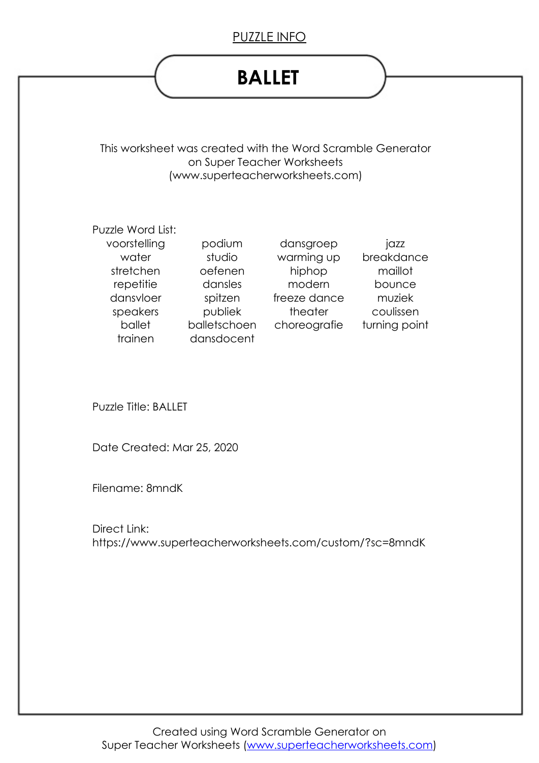PUZZLE INFO

# BALLET

This worksheet was created with the Word Scramble Generator on Super Teacher Worksheets (www.superteacherworksheets.com)

Puzzle Word List:

| | | | |
|---|---|---|---|
| voorstelling | podium | dansgroep | jazz |
| water | studio | warming up | breakdance |
| stretchen | oefenen | hiphop | maillot |
| repetitie | dansles | modern | bounce |
| dansvloer | spitzen | freeze dance | muziek |
| speakers | publiek | theater | coulissen |
| ballet | balletschoen | choreografie | turning point |
| trainen | dansdocent | | |

Puzzle Title: BALLET

Date Created: Mar 25, 2020

Filename: 8mndK

Direct Link:
https://www.superteacherworksheets.com/custom/?sc=8mndK

Created using Word Scramble Generator on
Super Teacher Worksheets (www.superteacherworksheets.com)